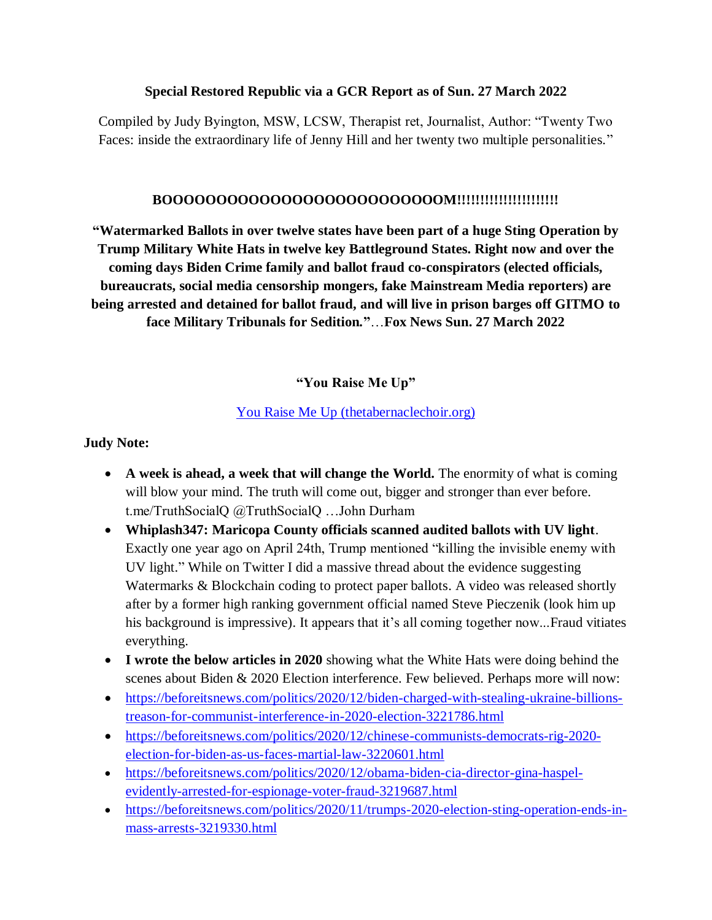**Special Restored Republic via a GCR Report as of Sun. 27 March 2022**

Compiled by Judy Byington, MSW, LCSW, Therapist ret, Journalist, Author: "Twenty Two Faces: inside the extraordinary life of Jenny Hill and her twenty two multiple personalities."

**BOOOOOOOOOOOOOOOOOOOOOOOOOOM!!!!!!!!!!!!!!!!!!!!!**

**"Watermarked Ballots in over twelve states have been part of a huge Sting Operation by Trump Military White Hats in twelve key Battleground States. Right now and over the coming days Biden Crime family and ballot fraud co-conspirators (elected officials, bureaucrats, social media censorship mongers, fake Mainstream Media reporters) are being arrested and detained for ballot fraud, and will live in prison barges off GITMO to face Military Tribunals for Sedition."**…**Fox News Sun. 27 March 2022**

**"You Raise Me Up"**

[You Raise Me Up (thetabernaclechoir.org)](thetabernaclechoir.org)

**Judy Note:**

- **A week is ahead, a week that will change the World.** The enormity of what is coming will blow your mind. The truth will come out, bigger and stronger than ever before. t.me/TruthSocialQ @TruthSocialQ …John Durham
- **Whiplash347: Maricopa County officials scanned audited ballots with UV light**. Exactly one year ago on April 24th, Trump mentioned "killing the invisible enemy with UV light." While on Twitter I did a massive thread about the evidence suggesting Watermarks & Blockchain coding to protect paper ballots. A video was released shortly after by a former high ranking government official named Steve Pieczenik (look him up his background is impressive). It appears that it's all coming together now...Fraud vitiates everything.
- **I wrote the below articles in 2020** showing what the White Hats were doing behind the scenes about Biden & 2020 Election interference. Few believed. Perhaps more will now:
- https://beforeitsnews.com/politics/2020/12/biden-charged-with-stealing-ukraine-billions-treason-for-communist-interference-in-2020-election-3221786.html
- https://beforeitsnews.com/politics/2020/12/chinese-communists-democrats-rig-2020-election-for-biden-as-us-faces-martial-law-3220601.html
- https://beforeitsnews.com/politics/2020/12/obama-biden-cia-director-gina-haspel-evidently-arrested-for-espionage-voter-fraud-3219687.html
- https://beforeitsnews.com/politics/2020/11/trumps-2020-election-sting-operation-ends-in-mass-arrests-3219330.html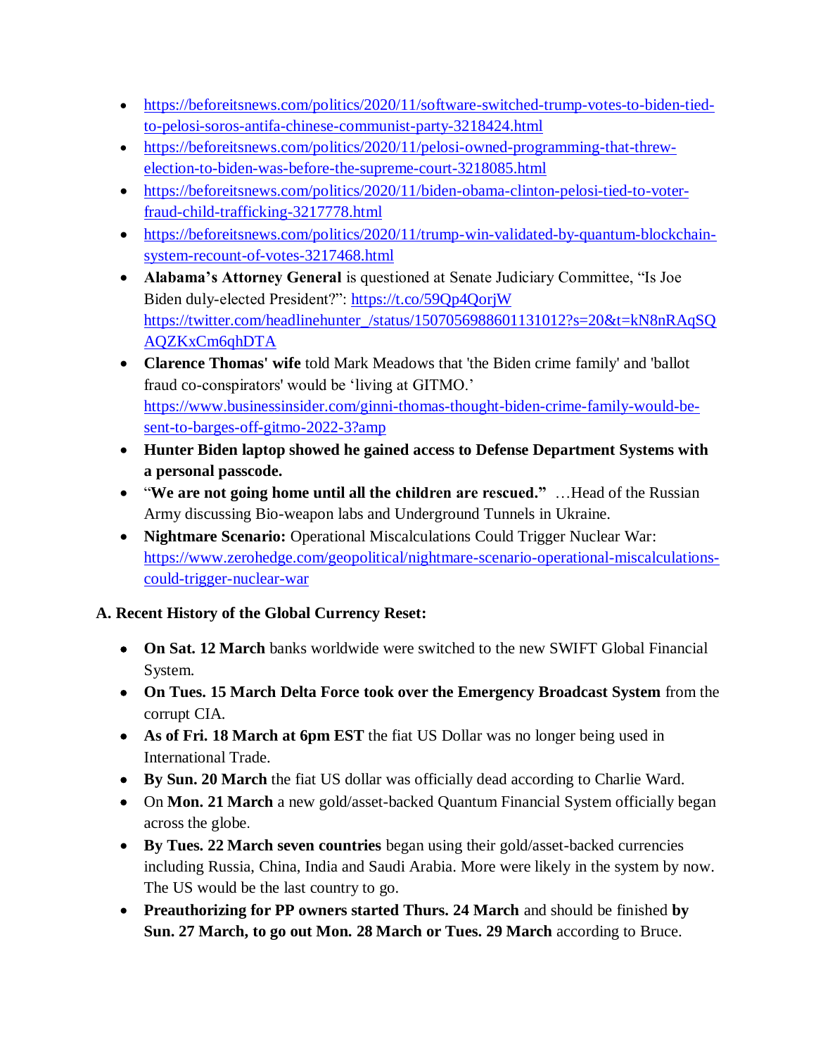- [https://beforeitsnews.com/politics/2020/11/software-switched-trump-votes-to-biden-tied-to-pelosi-soros-antifa-chinese-communist-party-3218424.html](https://beforeitsnews.com/politics/2020/11/software-switched-trump-votes-to-biden-tied-to-pelosi-soros-antifa-chinese-communist-party-3218424.html)
- [https://beforeitsnews.com/politics/2020/11/pelosi-owned-programming-that-threw-election-to-biden-was-before-the-supreme-court-3218085.html](https://beforeitsnews.com/politics/2020/11/pelosi-owned-programming-that-threw-election-to-biden-was-before-the-supreme-court-3218085.html)
- [https://beforeitsnews.com/politics/2020/11/biden-obama-clinton-pelosi-tied-to-voter-fraud-child-trafficking-3217778.html](https://beforeitsnews.com/politics/2020/11/biden-obama-clinton-pelosi-tied-to-voter-fraud-child-trafficking-3217778.html)
- [https://beforeitsnews.com/politics/2020/11/trump-win-validated-by-quantum-blockchain-system-recount-of-votes-3217468.html](https://beforeitsnews.com/politics/2020/11/trump-win-validated-by-quantum-blockchain-system-recount-of-votes-3217468.html)
- **Alabama's Attorney General** is questioned at Senate Judiciary Committee, "Is Joe Biden duly-elected President?": [https://t.co/59Qp4QorjW](https://t.co/59Qp4QorjW) [https://twitter.com/headlinehunter_/status/1507056988601131012?s=20&t=kN8nRAqSQAQZKxCm6qhDTA](https://twitter.com/headlinehunter_/status/1507056988601131012?s=20&t=kN8nRAqSQAQZKxCm6qhDTA)
- **Clarence Thomas' wife** told Mark Meadows that 'the Biden crime family' and 'ballot fraud co-conspirators' would be 'living at GITMO.' [https://www.businessinsider.com/ginni-thomas-thought-biden-crime-family-would-be-sent-to-barges-off-gitmo-2022-3?amp](https://www.businessinsider.com/ginni-thomas-thought-biden-crime-family-would-be-sent-to-barges-off-gitmo-2022-3?amp)
- **Hunter Biden laptop showed he gained access to Defense Department Systems with a personal passcode.**
- "**We are not going home until all the children are rescued."** …Head of the Russian Army discussing Bio-weapon labs and Underground Tunnels in Ukraine.
- **Nightmare Scenario:** Operational Miscalculations Could Trigger Nuclear War: [https://www.zerohedge.com/geopolitical/nightmare-scenario-operational-miscalculations-could-trigger-nuclear-war](https://www.zerohedge.com/geopolitical/nightmare-scenario-operational-miscalculations-could-trigger-nuclear-war)

**A. Recent History of the Global Currency Reset:**

- **On Sat. 12 March** banks worldwide were switched to the new SWIFT Global Financial System.
- **On Tues. 15 March Delta Force took over the Emergency Broadcast System** from the corrupt CIA.
- **As of Fri. 18 March at 6pm EST** the fiat US Dollar was no longer being used in International Trade.
- **By Sun. 20 March** the fiat US dollar was officially dead according to Charlie Ward.
- On **Mon. 21 March** a new gold/asset-backed Quantum Financial System officially began across the globe.
- **By Tues. 22 March seven countries** began using their gold/asset-backed currencies including Russia, China, India and Saudi Arabia. More were likely in the system by now. The US would be the last country to go.
- **Preauthorizing for PP owners started Thurs. 24 March** and should be finished **by Sun. 27 March, to go out Mon. 28 March or Tues. 29 March** according to Bruce.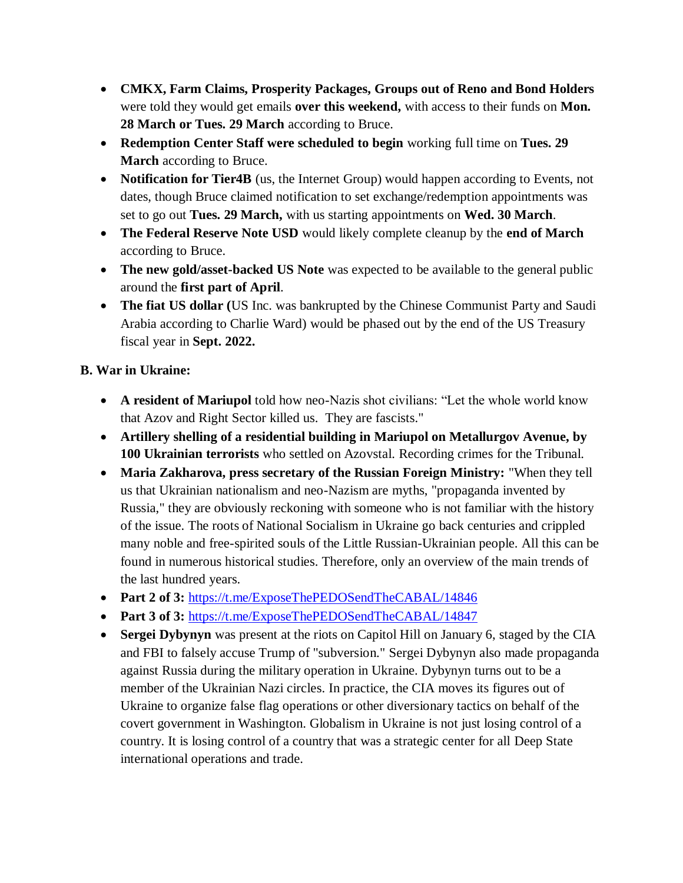- **CMKX, Farm Claims, Prosperity Packages, Groups out of Reno and Bond Holders** were told they would get emails **over this weekend,** with access to their funds on **Mon. 28 March or Tues. 29 March** according to Bruce.
- **Redemption Center Staff were scheduled to begin** working full time on **Tues. 29 March** according to Bruce.
- **Notification for Tier4B** (us, the Internet Group) would happen according to Events, not dates, though Bruce claimed notification to set exchange/redemption appointments was set to go out **Tues. 29 March,** with us starting appointments on **Wed. 30 March**.
- **The Federal Reserve Note USD** would likely complete cleanup by the **end of March** according to Bruce.
- **The new gold/asset-backed US Note** was expected to be available to the general public around the **first part of April**.
- **The fiat US dollar (**US Inc. was bankrupted by the Chinese Communist Party and Saudi Arabia according to Charlie Ward) would be phased out by the end of the US Treasury fiscal year in **Sept. 2022.**

**B. War in Ukraine:**

- **A resident of Mariupol** told how neo-Nazis shot civilians: "Let the whole world know that Azov and Right Sector killed us. They are fascists."
- **Artillery shelling of a residential building in Mariupol on Metallurgov Avenue, by 100 Ukrainian terrorists** who settled on Azovstal. Recording crimes for the Tribunal.
- **Maria Zakharova, press secretary of the Russian Foreign Ministry:** "When they tell us that Ukrainian nationalism and neo-Nazism are myths, "propaganda invented by Russia," they are obviously reckoning with someone who is not familiar with the history of the issue. The roots of National Socialism in Ukraine go back centuries and crippled many noble and free-spirited souls of the Little Russian-Ukrainian people. All this can be found in numerous historical studies. Therefore, only an overview of the main trends of the last hundred years.
- **Part 2 of 3:** https://t.me/ExposeThePEDOSendTheCABAL/14846
- **Part 3 of 3:** https://t.me/ExposeThePEDOSendTheCABAL/14847
- **Sergei Dybynyn** was present at the riots on Capitol Hill on January 6, staged by the CIA and FBI to falsely accuse Trump of "subversion." Sergei Dybynyn also made propaganda against Russia during the military operation in Ukraine. Dybynyn turns out to be a member of the Ukrainian Nazi circles. In practice, the CIA moves its figures out of Ukraine to organize false flag operations or other diversionary tactics on behalf of the covert government in Washington. Globalism in Ukraine is not just losing control of a country. It is losing control of a country that was a strategic center for all Deep State international operations and trade.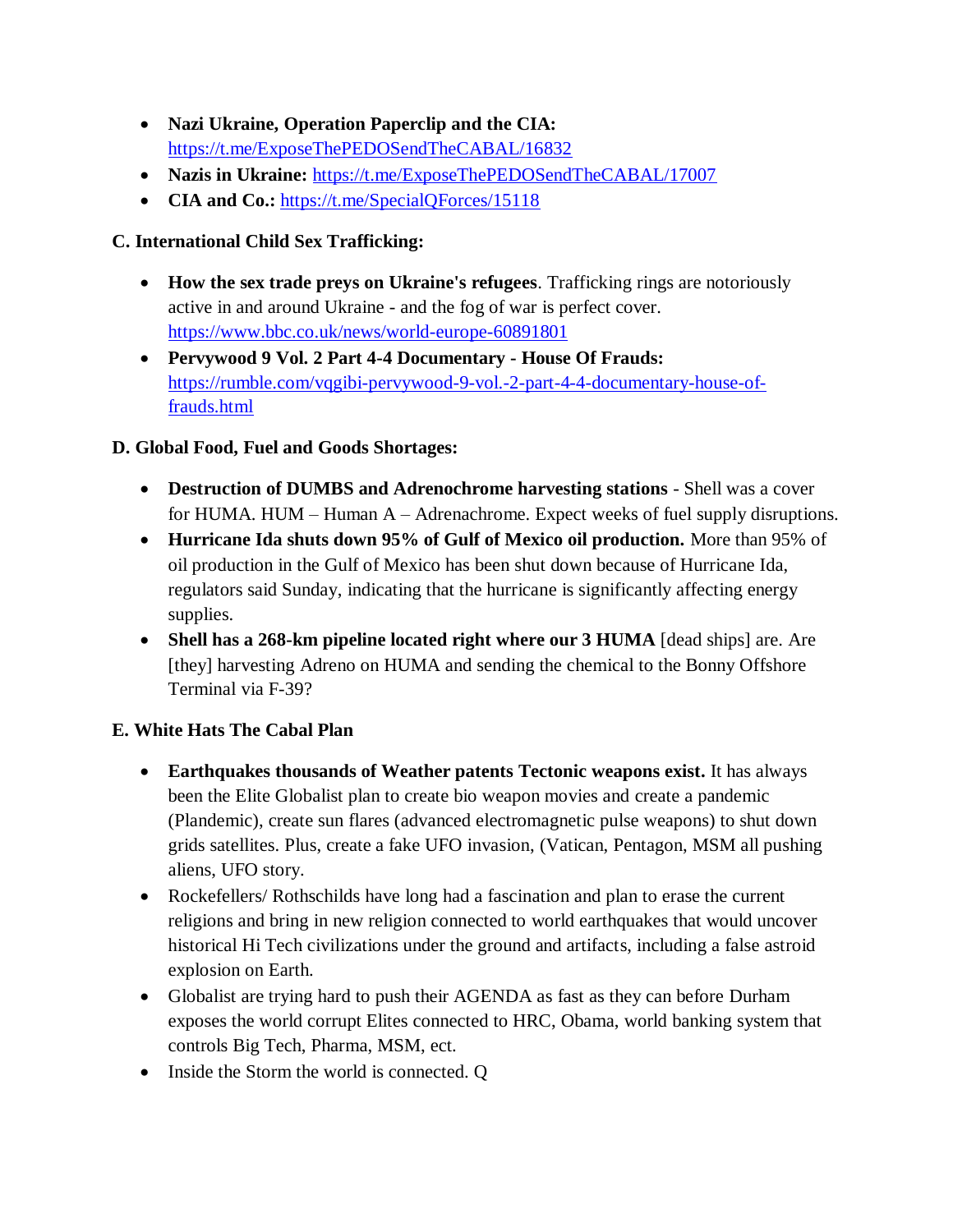- **Nazi Ukraine, Operation Paperclip and the CIA:** https://t.me/ExposeThePEDOSendTheCABAL/16832
- **Nazis in Ukraine:** https://t.me/ExposeThePEDOSendTheCABAL/17007
- **CIA and Co.:** https://t.me/SpecialQForces/15118

**C. International Child Sex Trafficking:**

- **How the sex trade preys on Ukraine's refugees**. Trafficking rings are notoriously active in and around Ukraine - and the fog of war is perfect cover. https://www.bbc.co.uk/news/world-europe-60891801
- **Pervywood 9 Vol. 2 Part 4-4 Documentary - House Of Frauds:** https://rumble.com/vqgibi-pervywood-9-vol.-2-part-4-4-documentary-house-of-frauds.html

**D. Global Food, Fuel and Goods Shortages:**

- **Destruction of DUMBS and Adrenochrome harvesting stations** - Shell was a cover for HUMA. HUM – Human A – Adrenachrome. Expect weeks of fuel supply disruptions.
- **Hurricane Ida shuts down 95% of Gulf of Mexico oil production.** More than 95% of oil production in the Gulf of Mexico has been shut down because of Hurricane Ida, regulators said Sunday, indicating that the hurricane is significantly affecting energy supplies.
- **Shell has a 268-km pipeline located right where our 3 HUMA** [dead ships] are. Are [they] harvesting Adreno on HUMA and sending the chemical to the Bonny Offshore Terminal via F-39?

**E. White Hats The Cabal Plan**

- **Earthquakes thousands of Weather patents Tectonic weapons exist.** It has always been the Elite Globalist plan to create bio weapon movies and create a pandemic (Plandemic), create sun flares (advanced electromagnetic pulse weapons) to shut down grids satellites. Plus, create a fake UFO invasion, (Vatican, Pentagon, MSM all pushing aliens, UFO story.
- Rockefellers/ Rothschilds have long had a fascination and plan to erase the current religions and bring in new religion connected to world earthquakes that would uncover historical Hi Tech civilizations under the ground and artifacts, including a false astroid explosion on Earth.
- Globalist are trying hard to push their AGENDA as fast as they can before Durham exposes the world corrupt Elites connected to HRC, Obama, world banking system that controls Big Tech, Pharma, MSM, ect.
- Inside the Storm the world is connected. Q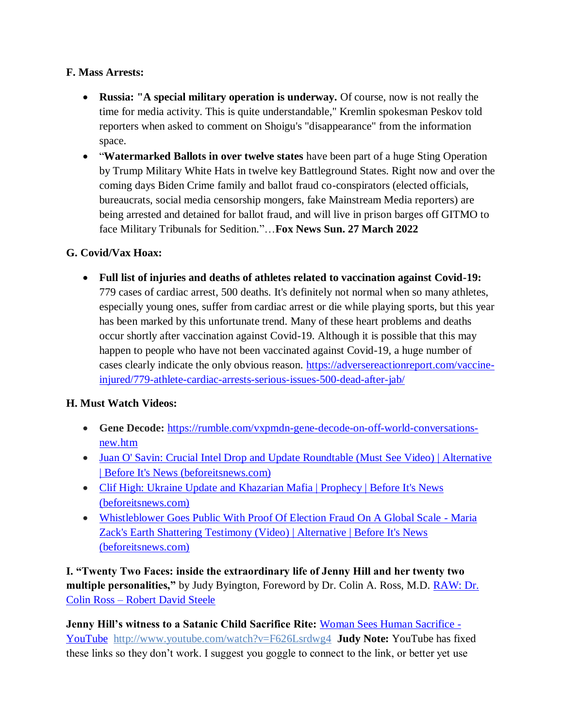**F. Mass Arrests:**

- **Russia: "A special military operation is underway.** Of course, now is not really the time for media activity. This is quite understandable," Kremlin spokesman Peskov told reporters when asked to comment on Shoigu's "disappearance" from the information space.
- "**Watermarked Ballots in over twelve states** have been part of a huge Sting Operation by Trump Military White Hats in twelve key Battleground States. Right now and over the coming days Biden Crime family and ballot fraud co-conspirators (elected officials, bureaucrats, social media censorship mongers, fake Mainstream Media reporters) are being arrested and detained for ballot fraud, and will live in prison barges off GITMO to face Military Tribunals for Sedition."…**Fox News Sun. 27 March 2022**

**G. Covid/Vax Hoax:**

- **Full list of injuries and deaths of athletes related to vaccination against Covid-19:** 779 cases of cardiac arrest, 500 deaths. It's definitely not normal when so many athletes, especially young ones, suffer from cardiac arrest or die while playing sports, but this year has been marked by this unfortunate trend. Many of these heart problems and deaths occur shortly after vaccination against Covid-19. Although it is possible that this may happen to people who have not been vaccinated against Covid-19, a huge number of cases clearly indicate the only obvious reason. [https://adversereactionreport.com/vaccine-injured/779-athlete-cardiac-arrests-serious-issues-500-dead-after-jab/](https://adversereactionreport.com/vaccine-injured/779-athlete-cardiac-arrests-serious-issues-500-dead-after-jab/)

**H. Must Watch Videos:**

- **Gene Decode:** [https://rumble.com/vxpmdn-gene-decode-on-off-world-conversations-new.htm](https://rumble.com/vxpmdn-gene-decode-on-off-world-conversations-new.htm)
- [Juan O' Savin: Crucial Intel Drop and Update Roundtable (Must See Video) | Alternative | Before It's News (beforeitsnews.com)]()
- [Clif High: Ukraine Update and Khazarian Mafia | Prophecy | Before It's News (beforeitsnews.com)]()
- [Whistleblower Goes Public With Proof Of Election Fraud On A Global Scale - Maria Zack's Earth Shattering Testimony (Video) | Alternative | Before It's News (beforeitsnews.com)]()

**I. "Twenty Two Faces: inside the extraordinary life of Jenny Hill and her twenty two multiple personalities,"** by Judy Byington, Foreword by Dr. Colin A. Ross, M.D. [RAW: Dr. Colin Ross – Robert David Steele]()

**Jenny Hill's witness to a Satanic Child Sacrifice Rite:** [Woman Sees Human Sacrifice - YouTube]() [http://www.youtube.com/watch?v=F626Lsrdwg4](http://www.youtube.com/watch?v=F626Lsrdwg4) **Judy Note:** YouTube has fixed these links so they don't work. I suggest you goggle to connect to the link, or better yet use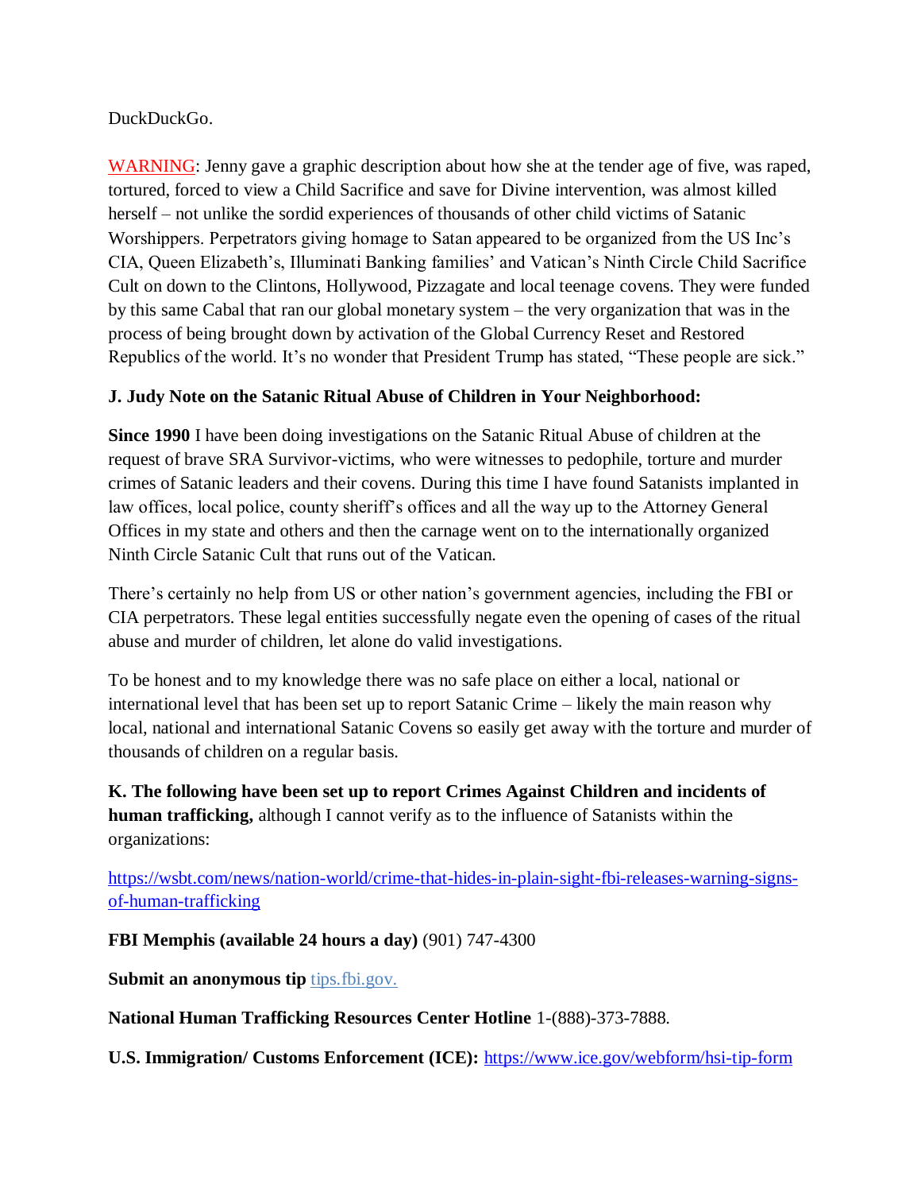DuckDuckGo.

WARNING: Jenny gave a graphic description about how she at the tender age of five, was raped, tortured, forced to view a Child Sacrifice and save for Divine intervention, was almost killed herself – not unlike the sordid experiences of thousands of other child victims of Satanic Worshippers. Perpetrators giving homage to Satan appeared to be organized from the US Inc's CIA, Queen Elizabeth's, Illuminati Banking families' and Vatican's Ninth Circle Child Sacrifice Cult on down to the Clintons, Hollywood, Pizzagate and local teenage covens. They were funded by this same Cabal that ran our global monetary system – the very organization that was in the process of being brought down by activation of the Global Currency Reset and Restored Republics of the world. It's no wonder that President Trump has stated, "These people are sick."

**J. Judy Note on the Satanic Ritual Abuse of Children in Your Neighborhood:**

**Since 1990** I have been doing investigations on the Satanic Ritual Abuse of children at the request of brave SRA Survivor-victims, who were witnesses to pedophile, torture and murder crimes of Satanic leaders and their covens. During this time I have found Satanists implanted in law offices, local police, county sheriff's offices and all the way up to the Attorney General Offices in my state and others and then the carnage went on to the internationally organized Ninth Circle Satanic Cult that runs out of the Vatican.

There's certainly no help from US or other nation's government agencies, including the FBI or CIA perpetrators. These legal entities successfully negate even the opening of cases of the ritual abuse and murder of children, let alone do valid investigations.

To be honest and to my knowledge there was no safe place on either a local, national or international level that has been set up to report Satanic Crime – likely the main reason why local, national and international Satanic Covens so easily get away with the torture and murder of thousands of children on a regular basis.

**K. The following have been set up to report Crimes Against Children and incidents of human trafficking,** although I cannot verify as to the influence of Satanists within the organizations:

https://wsbt.com/news/nation-world/crime-that-hides-in-plain-sight-fbi-releases-warning-signs-of-human-trafficking

**FBI Memphis (available 24 hours a day)** (901) 747-4300

**Submit an anonymous tip** tips.fbi.gov.

**National Human Trafficking Resources Center Hotline** 1-(888)-373-7888.

**U.S. Immigration/ Customs Enforcement (ICE):** https://www.ice.gov/webform/hsi-tip-form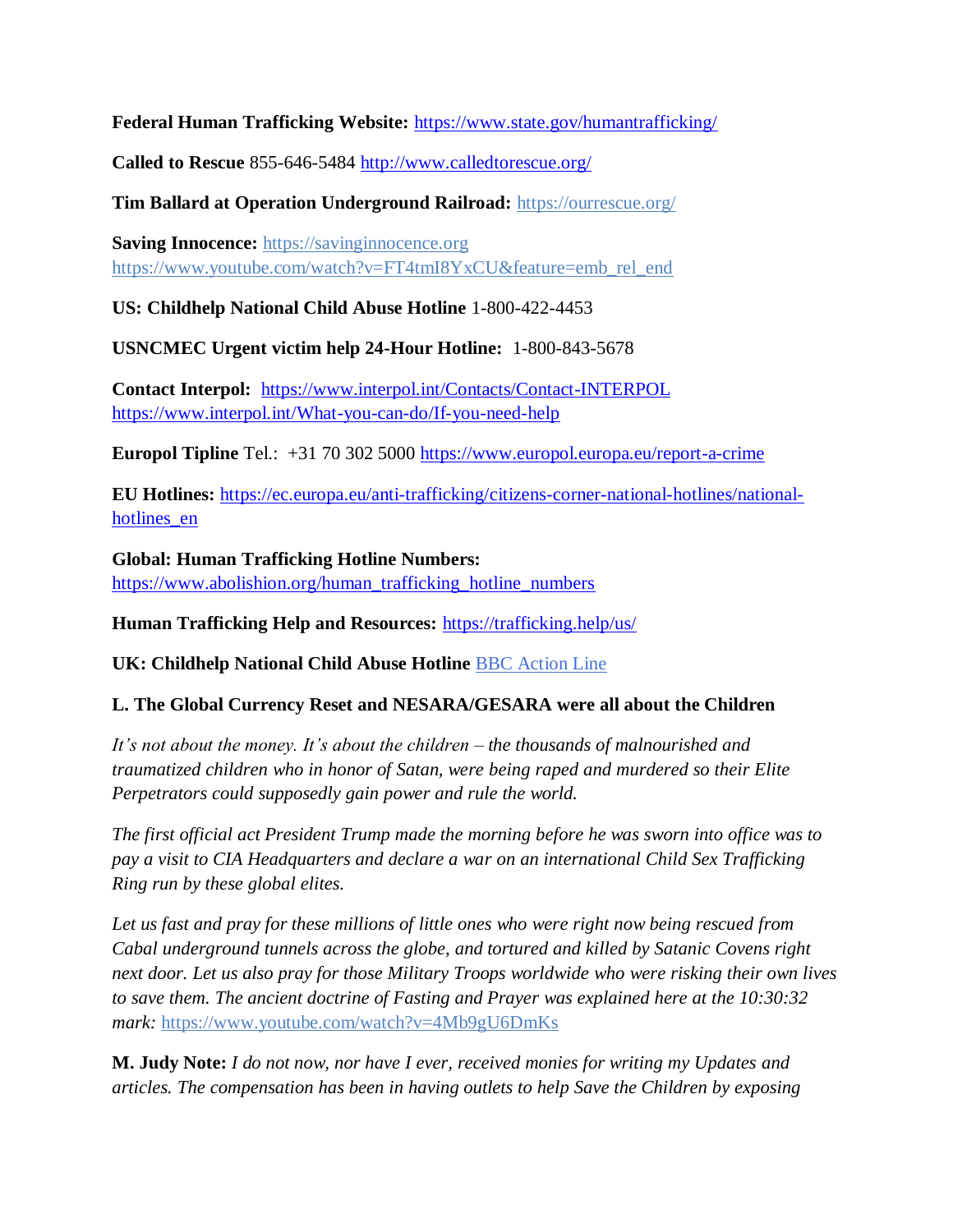**Federal Human Trafficking Website:** https://www.state.gov/humantrafficking/

**Called to Rescue** 855-646-5484 http://www.calledtorescue.org/

**Tim Ballard at Operation Underground Railroad:** https://ourrescue.org/

**Saving Innocence:** https://savinginnocence.org https://www.youtube.com/watch?v=FT4tmI8YxCU&feature=emb_rel_end

**US: Childhelp National Child Abuse Hotline** 1-800-422-4453

**USNCMEC Urgent victim help 24-Hour Hotline:** 1-800-843-5678

**Contact Interpol:** https://www.interpol.int/Contacts/Contact-INTERPOL https://www.interpol.int/What-you-can-do/If-you-need-help

**Europol Tipline** Tel.: +31 70 302 5000 https://www.europol.europa.eu/report-a-crime

**EU Hotlines:** https://ec.europa.eu/anti-trafficking/citizens-corner-national-hotlines/national-hotlines_en

**Global: Human Trafficking Hotline Numbers:** https://www.abolishion.org/human_trafficking_hotline_numbers

**Human Trafficking Help and Resources:** https://trafficking.help/us/

**UK: Childhelp National Child Abuse Hotline** BBC Action Line

**L. The Global Currency Reset and NESARA/GESARA were all about the Children**

*It's not about the money. It's about the children – the thousands of malnourished and traumatized children who in honor of Satan, were being raped and murdered so their Elite Perpetrators could supposedly gain power and rule the world.*

*The first official act President Trump made the morning before he was sworn into office was to pay a visit to CIA Headquarters and declare a war on an international Child Sex Trafficking Ring run by these global elites.*

*Let us fast and pray for these millions of little ones who were right now being rescued from Cabal underground tunnels across the globe, and tortured and killed by Satanic Covens right next door. Let us also pray for those Military Troops worldwide who were risking their own lives to save them. The ancient doctrine of Fasting and Prayer was explained here at the 10:30:32 mark:* https://www.youtube.com/watch?v=4Mb9gU6DmKs

**M. Judy Note:** *I do not now, nor have I ever, received monies for writing my Updates and articles. The compensation has been in having outlets to help Save the Children by exposing*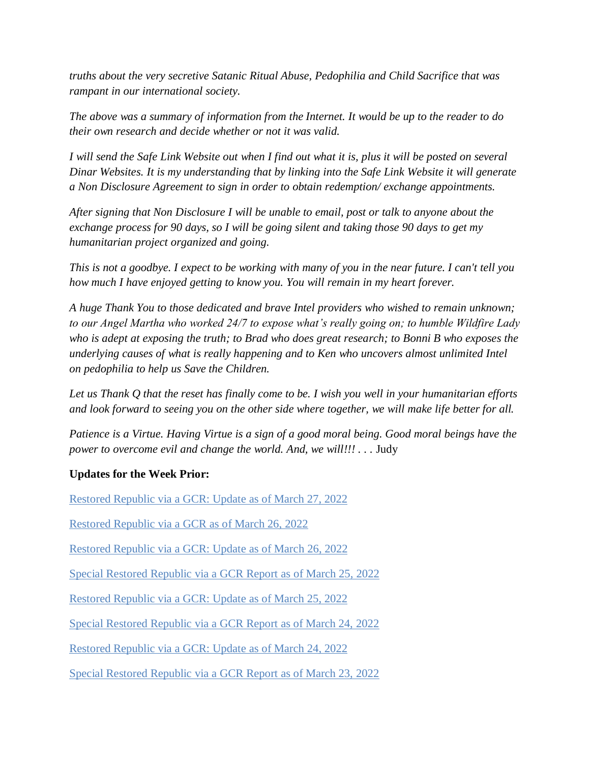*truths about the very secretive Satanic Ritual Abuse, Pedophilia and Child Sacrifice that was rampant in our international society.*

*The above was a summary of information from the Internet. It would be up to the reader to do their own research and decide whether or not it was valid.*

*I will send the Safe Link Website out when I find out what it is, plus it will be posted on several Dinar Websites. It is my understanding that by linking into the Safe Link Website it will generate a Non Disclosure Agreement to sign in order to obtain redemption/ exchange appointments.*

*After signing that Non Disclosure I will be unable to email, post or talk to anyone about the exchange process for 90 days, so I will be going silent and taking those 90 days to get my humanitarian project organized and going.*

*This is not a goodbye. I expect to be working with many of you in the near future. I can't tell you how much I have enjoyed getting to know you. You will remain in my heart forever.*

*A huge Thank You to those dedicated and brave Intel providers who wished to remain unknown; to our Angel Martha who worked 24/7 to expose what's really going on; to humble Wildfire Lady who is adept at exposing the truth; to Brad who does great research; to Bonni B who exposes the underlying causes of what is really happening and to Ken who uncovers almost unlimited Intel on pedophilia to help us Save the Children.*

*Let us Thank Q that the reset has finally come to be. I wish you well in your humanitarian efforts and look forward to seeing you on the other side where together, we will make life better for all.*

*Patience is a Virtue. Having Virtue is a sign of a good moral being. Good moral beings have the power to overcome evil and change the world. And, we will!!! . . .* Judy

**Updates for the Week Prior:**

Restored Republic via a GCR: Update as of March 27, 2022

Restored Republic via a GCR as of March 26, 2022

Restored Republic via a GCR: Update as of March 26, 2022

Special Restored Republic via a GCR Report as of March 25, 2022

Restored Republic via a GCR: Update as of March 25, 2022

Special Restored Republic via a GCR Report as of March 24, 2022

Restored Republic via a GCR: Update as of March 24, 2022

Special Restored Republic via a GCR Report as of March 23, 2022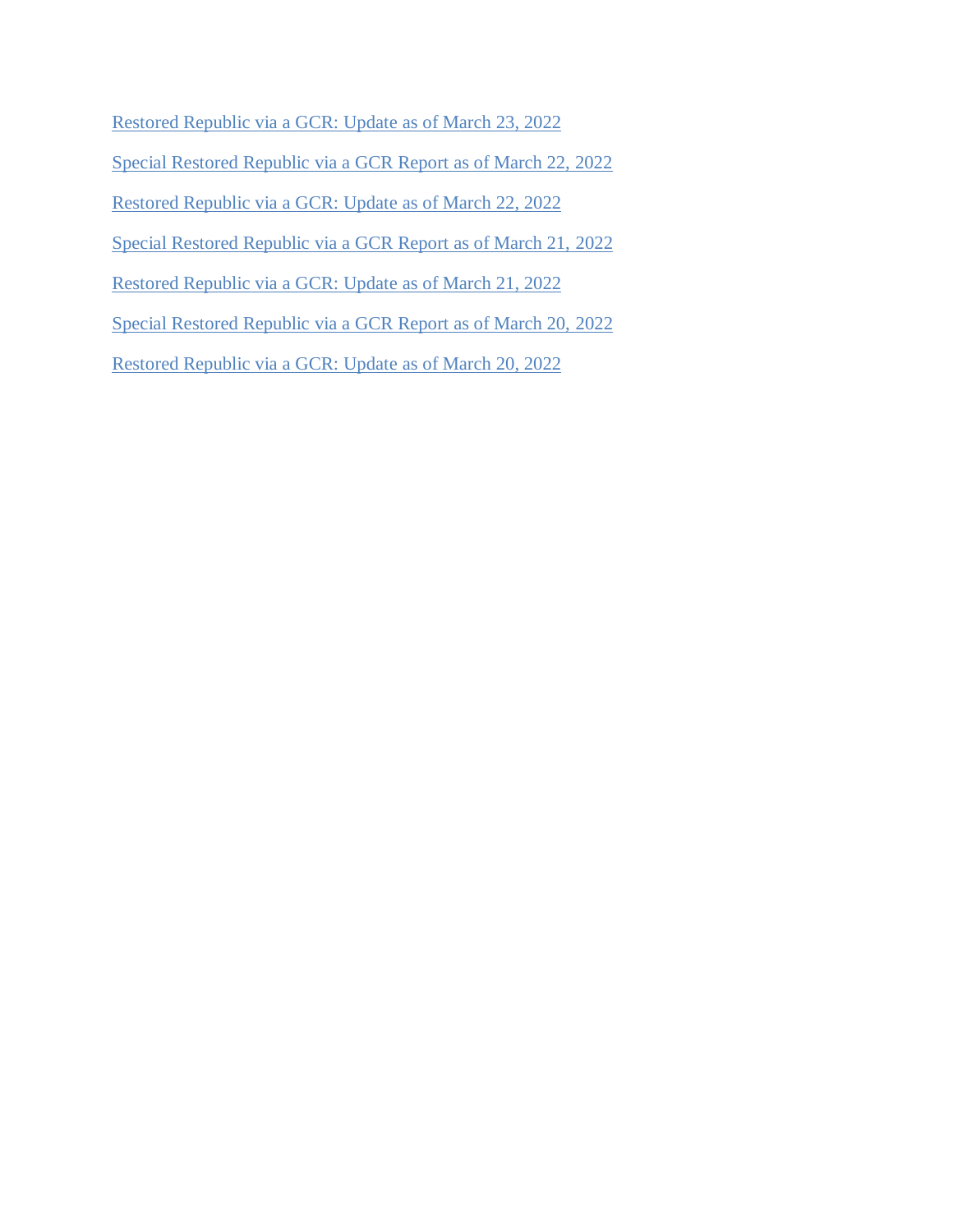Restored Republic via a GCR: Update as of March 23, 2022

Special Restored Republic via a GCR Report as of March 22, 2022

Restored Republic via a GCR: Update as of March 22, 2022

Special Restored Republic via a GCR Report as of March 21, 2022

Restored Republic via a GCR: Update as of March 21, 2022

Special Restored Republic via a GCR Report as of March 20, 2022

Restored Republic via a GCR: Update as of March 20, 2022